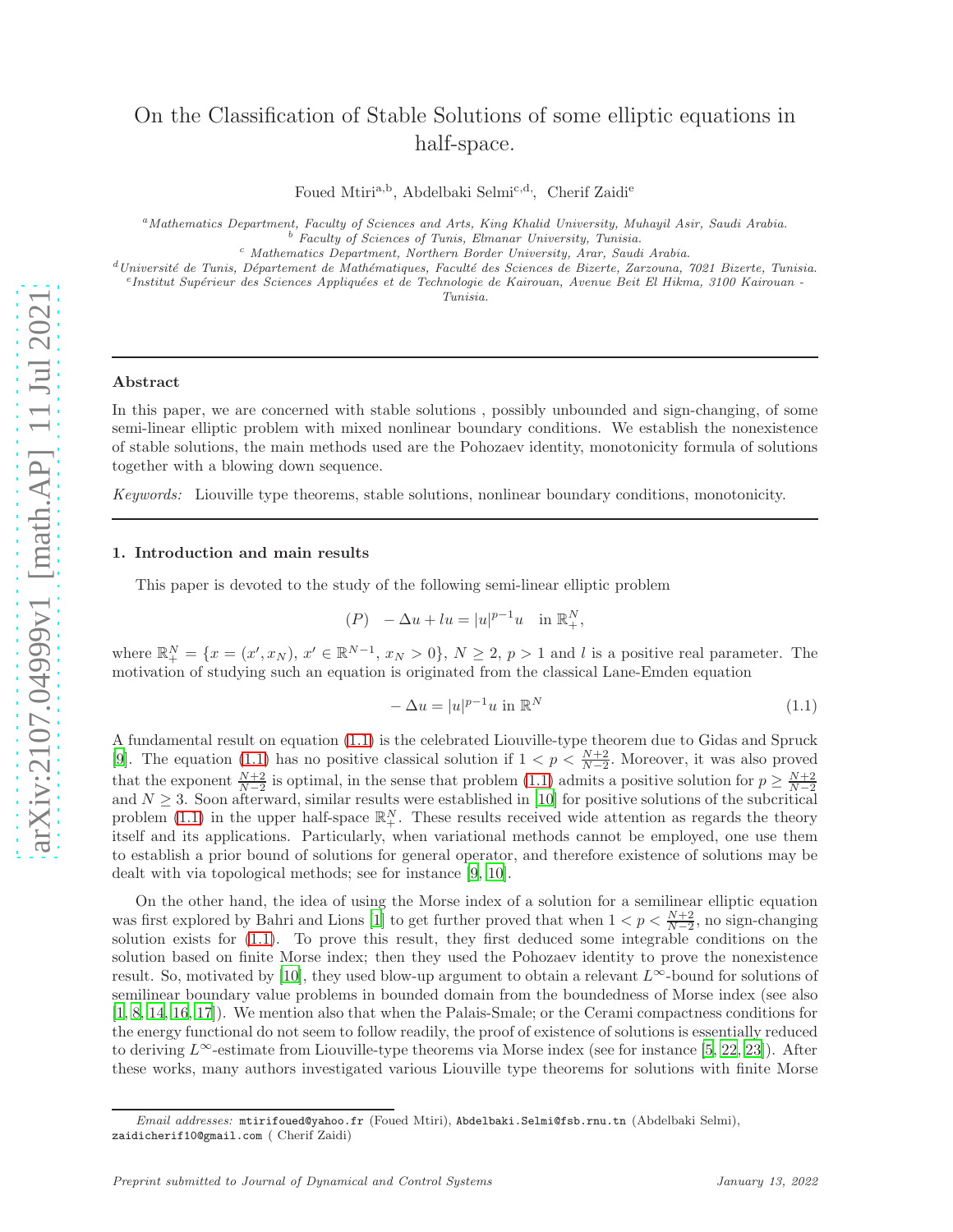# On the Classification of Stable Solutions of some elliptic equations in half-space.

Foued Mtiri[a,b], Abdelbaki Selmi[c,d], Cherif Zaidi[e]

[a] *Mathematics Department, Faculty of Sciences and Arts, King Khalid University, Muhayil Asir, Saudi Arabia.*
[b] *Faculty of Sciences of Tunis, Elmanar University, Tunisia.*
[c] *Mathematics Department, Northern Border University, Arar, Saudi Arabia.*
[d] *Université de Tunis, Département de Mathématiques, Faculté des Sciences de Bizerte, Zarzouna, 7021 Bizerte, Tunisia.*
[e] *Institut Supérieur des Sciences Appliquées et de Technologie de Kairouan, Avenue Beit El Hikma, 3100 Kairouan - Tunisia.*

---

**Abstract**

In this paper, we are concerned with stable solutions , possibly unbounded and sign-changing, of some semi-linear elliptic problem with mixed nonlinear boundary conditions. We establish the nonexistence of stable solutions, the main methods used are the Pohozaev identity, monotonicity formula of solutions together with a blowing down sequence.

*Keywords:* Liouville type theorems, stable solutions, nonlinear boundary conditions, monotonicity.

---

## 1. Introduction and main results

This paper is devoted to the study of the following semi-linear elliptic problem

$$(P) \quad -\Delta u + lu = |u|^{p-1}u \quad \text{in } \mathbb{R}^N_+,$$

where $\mathbb{R}^N_+ = \{x = (x', x_N),\, x' \in \mathbb{R}^{N-1},\, x_N > 0\}$, $N \geq 2$, $p > 1$ and $l$ is a positive real parameter. The motivation of studying such an equation is originated from the classical Lane-Emden equation

$$-\Delta u = |u|^{p-1}u \text{ in } \mathbb{R}^N \tag{1.1}$$

A fundamental result on equation (1.1) is the celebrated Liouville-type theorem due to Gidas and Spruck [9]. The equation (1.1) has no positive classical solution if $1 < p < \frac{N+2}{N-2}$. Moreover, it was also proved that the exponent $\frac{N+2}{N-2}$ is optimal, in the sense that problem (1.1) admits a positive solution for $p \geq \frac{N+2}{N-2}$ and $N \geq 3$. Soon afterward, similar results were established in [10] for positive solutions of the subcritical problem (1.1) in the upper half-space $\mathbb{R}^N_+$. These results received wide attention as regards the theory itself and its applications. Particularly, when variational methods cannot be employed, one use them to establish a prior bound of solutions for general operator, and therefore existence of solutions may be dealt with via topological methods; see for instance [9, 10].

On the other hand, the idea of using the Morse index of a solution for a semilinear elliptic equation was first explored by Bahri and Lions [1] to get further proved that when $1 < p < \frac{N+2}{N-2}$, no sign-changing solution exists for (1.1). To prove this result, they first deduced some integrable conditions on the solution based on finite Morse index; then they used the Pohozaev identity to prove the nonexistence result. So, motivated by [10], they used blow-up argument to obtain a relevant $L^\infty$-bound for solutions of semilinear boundary value problems in bounded domain from the boundedness of Morse index (see also [1, 8, 14, 16, 17]). We mention also that when the Palais-Smale; or the Cerami compactness conditions for the energy functional do not seem to follow readily, the proof of existence of solutions is essentially reduced to deriving $L^\infty$-estimate from Liouville-type theorems via Morse index (see for instance [5, 22, 23]). After these works, many authors investigated various Liouville type theorems for solutions with finite Morse

---

*Email addresses:* mtirifoued@yahoo.fr (Foued Mtiri), Abdelbaki.Selmi@fsb.rnu.tn (Abdelbaki Selmi), zaidicherif10@gmail.com ( Cherif Zaidi)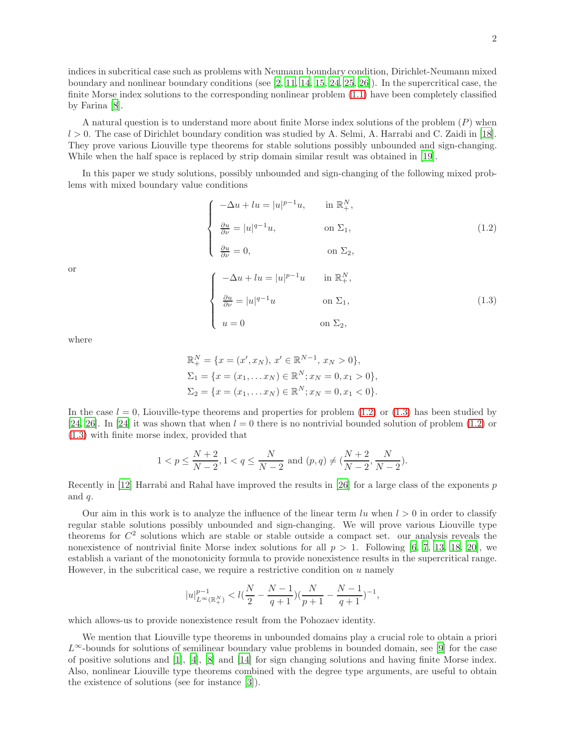indices in subcritical case such as problems with Neumann boundary condition, Dirichlet-Neumann mixed boundary and nonlinear boundary conditions (see [2, 11, 14, 15, 24, 25, 26]). In the supercritical case, the finite Morse index solutions to the corresponding nonlinear problem (1.1) have been completely classified by Farina [8].

A natural question is to understand more about finite Morse index solutions of the problem $(P)$ when $l > 0$. The case of Dirichlet boundary condition was studied by A. Selmi, A. Harrabi and C. Zaidi in [18]. They prove various Liouville type theorems for stable solutions possibly unbounded and sign-changing. While when the half space is replaced by strip domain similar result was obtained in [19].

In this paper we study solutions, possibly unbounded and sign-changing of the following mixed problems with mixed boundary value conditions

$$\begin{cases} -\Delta u + lu = |u|^{p-1}u, & \text{in } \mathbb{R}^N_+, \\ \frac{\partial u}{\partial \nu} = |u|^{q-1}u, & \text{on } \Sigma_1, \\ \frac{\partial u}{\partial \nu} = 0, & \text{on } \Sigma_2, \end{cases} \tag{1.2}$$

or

$$\begin{cases} -\Delta u + lu = |u|^{p-1}u & \text{in } \mathbb{R}^N_+, \\ \frac{\partial u}{\partial \nu} = |u|^{q-1}u & \text{on } \Sigma_1, \\ u = 0 & \text{on } \Sigma_2, \end{cases} \tag{1.3}$$

where

$$\begin{aligned} &\mathbb{R}^N_+ = \{x = (x', x_N),\, x' \in \mathbb{R}^{N-1},\, x_N > 0\}, \\ &\Sigma_1 = \{x = (x_1, \dots x_N) \in \mathbb{R}^N; x_N = 0, x_1 > 0\}, \\ &\Sigma_2 = \{x = (x_1, \dots x_N) \in \mathbb{R}^N; x_N = 0, x_1 < 0\}. \end{aligned}$$

In the case $l = 0$, Liouville-type theorems and properties for problem (1.2) or (1.3) has been studied by [24, 26]. In [24] it was shown that when $l = 0$ there is no nontrivial bounded solution of problem (1.2) or (1.3) with finite morse index, provided that

$$1 < p \leq \frac{N+2}{N-2}, 1 < q \leq \frac{N}{N-2} \text{ and } (p, q) \neq (\frac{N+2}{N-2}, \frac{N}{N-2}).$$

Recently in [12] Harrabi and Rahal have improved the results in [26] for a large class of the exponents $p$ and $q$.

Our aim in this work is to analyze the influence of the linear term $lu$ when $l > 0$ in order to classify regular stable solutions possibly unbounded and sign-changing. We will prove various Liouville type theorems for $C^2$ solutions which are stable or stable outside a compact set. our analysis reveals the nonexistence of nontrivial finite Morse index solutions for all $p > 1$. Following [6, 7, 13, 18, 20], we establish a variant of the monotonicity formula to provide nonexistence results in the supercritical range. However, in the subcritical case, we require a restrictive condition on $u$ namely

$$|u|^{p-1}_{L^\infty(\mathbb{R}^N_+)} < l(\frac{N}{2} - \frac{N-1}{q+1})(\frac{N}{p+1} - \frac{N-1}{q+1})^{-1},$$

which allows-us to provide nonexistence result from the Pohozaev identity.

We mention that Liouville type theorems in unbounded domains play a crucial role to obtain a priori $L^\infty$-bounds for solutions of semilinear boundary value problems in bounded domain, see [9] for the case of positive solutions and [1], [4], [8] and [14] for sign changing solutions and having finite Morse index. Also, nonlinear Liouville type theorems combined with the degree type arguments, are useful to obtain the existence of solutions (see for instance [3]).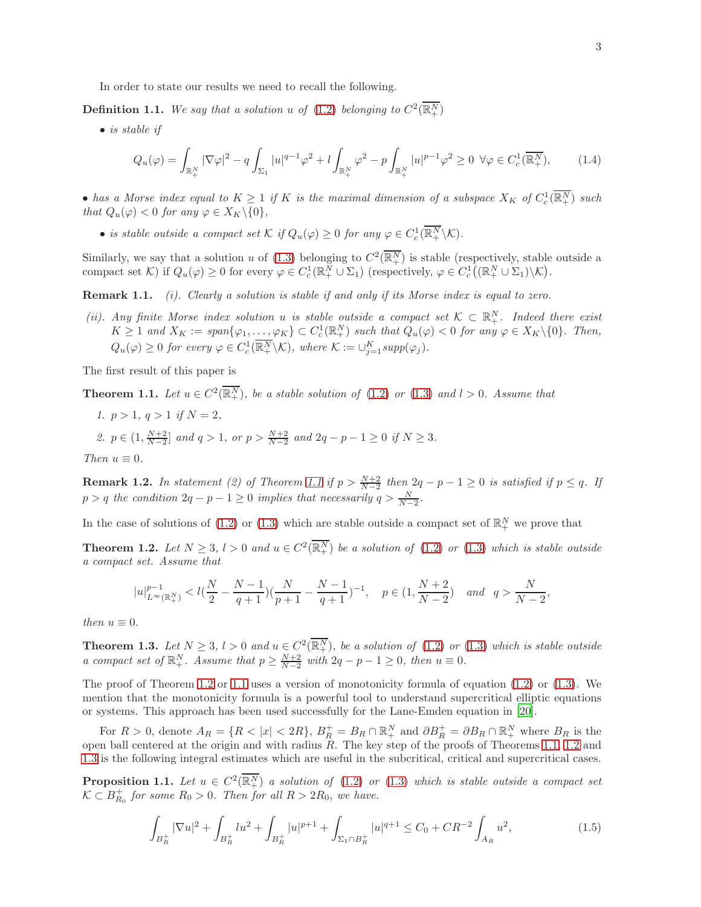In order to state our results we need to recall the following.

**Definition 1.1.** *We say that a solution $u$ of (1.2) belonging to $C^2(\overline{\mathbb{R}^N_+})$*

- *is stable if*

$$Q_u(\varphi) = \int_{\mathbb{R}^N_+} |\nabla\varphi|^2 - q\int_{\Sigma_1} |u|^{q-1}\varphi^2 + l\int_{\mathbb{R}^N_+}\varphi^2 - p\int_{\mathbb{R}^N_+}|u|^{p-1}\varphi^2 \geq 0 \;\; \forall \varphi \in C^1_c(\overline{\mathbb{R}^N_+}), \tag{1.4}$$

- *has a Morse index equal to $K \geq 1$ if $K$ is the maximal dimension of a subspace $X_K$ of $C^1_c(\overline{\mathbb{R}^N_+})$ such that $Q_u(\varphi) < 0$ for any $\varphi \in X_K\backslash\{0\}$,*

- *is stable outside a compact set $\mathcal{K}$ if $Q_u(\varphi) \geq 0$ for any $\varphi \in C^1_c(\overline{\mathbb{R}^N_+}\backslash\mathcal{K})$.*

Similarly, we say that a solution $u$ of (1.3) belonging to $C^2(\overline{\mathbb{R}^N_+})$ is stable (respectively, stable outside a compact set $\mathcal{K}$) if $Q_u(\varphi) \geq 0$ for every $\varphi \in C^1_c(\mathbb{R}^N_+ \cup \Sigma_1)$ (respectively, $\varphi \in C^1_c\big((\mathbb{R}^N_+ \cup \Sigma_1)\backslash\mathcal{K}\big)$.

**Remark 1.1.** *(i). Clearly a solution is stable if and only if its Morse index is equal to zero.*

*(ii). Any finite Morse index solution $u$ is stable outside a compact set $\mathcal{K} \subset \mathbb{R}^N_+$. Indeed there exist $K \geq 1$ and $X_K := span\{\varphi_1, \ldots, \varphi_K\} \subset C^1_c(\mathbb{R}^N_+)$ such that $Q_u(\varphi) < 0$ for any $\varphi \in X_K\backslash\{0\}$. Then, $Q_u(\varphi) \geq 0$ for every $\varphi \in C^1_c(\overline{\mathbb{R}^N_+}\backslash\mathcal{K})$, where $\mathcal{K} := \cup_{j=1}^K supp(\varphi_j)$.*

The first result of this paper is

**Theorem 1.1.** *Let $u \in C^2(\overline{\mathbb{R}^N_+})$, be a stable solution of (1.2) or (1.3) and $l > 0$. Assume that*

1. *$p > 1$, $q > 1$ if $N = 2$,*
2. *$p \in (1, \frac{N+2}{N-2}]$ and $q > 1$, or $p > \frac{N+2}{N-2}$ and $2q - p - 1 \geq 0$ if $N \geq 3$.*

*Then $u \equiv 0$.*

**Remark 1.2.** *In statement (2) of Theorem 1.1 if $p > \frac{N+2}{N-2}$ then $2q-p-1 \geq 0$ is satisfied if $p \leq q$. If $p > q$ the condition $2q - p - 1 \geq 0$ implies that necessarily $q > \frac{N}{N-2}$.*

In the case of solutions of (1.2) or (1.3) which are stable outside a compact set of $\mathbb{R}^N_+$ we prove that

**Theorem 1.2.** *Let $N \geq 3$, $l > 0$ and $u \in C^2(\overline{\mathbb{R}^N_+})$ be a solution of (1.2) or (1.3) which is stable outside a compact set. Assume that*

$$|u|^{p-1}_{L^\infty(\mathbb{R}^N_+)} < l\Big(\frac{N}{2} - \frac{N-1}{q+1}\Big)\Big(\frac{N}{p+1} - \frac{N-1}{q+1}\Big)^{-1}, \quad p \in \Big(1, \frac{N+2}{N-2}\Big) \quad \text{and} \quad q > \frac{N}{N-2},$$

*then $u \equiv 0$.*

**Theorem 1.3.** *Let $N \geq 3$, $l > 0$ and $u \in C^2(\overline{\mathbb{R}^N_+})$, be a solution of (1.2) or (1.3) which is stable outside a compact set of $\mathbb{R}^N_+$. Assume that $p \geq \frac{N+2}{N-2}$ with $2q - p - 1 \geq 0$, then $u \equiv 0$.*

The proof of Theorem 1.2 or 1.1 uses a version of monotonicity formula of equation (1.2) or (1.3). We mention that the monotonicity formula is a powerful tool to understand supercritical elliptic equations or systems. This approach has been used successfully for the Lane-Emden equation in [20].

For $R > 0$, denote $A_R = \{R < |x| < 2R\}$, $B^+_R = B_R \cap \mathbb{R}^N_+$ and $\partial B^+_R = \partial B_R \cap \mathbb{R}^N_+$ where $B_R$ is the open ball centered at the origin and with radius $R$. The key step of the proofs of Theorems 1.1, 1.2 and 1.3 is the following integral estimates which are useful in the subcritical, critical and supercritical cases.

**Proposition 1.1.** *Let $u \in C^2(\overline{\mathbb{R}^N_+})$ a solution of (1.2) or (1.3) which is stable outside a compact set $\mathcal{K} \subset B^+_{R_0}$ for some $R_0 > 0$. Then for all $R > 2R_0$, we have.*

$$\int_{B^+_R} |\nabla u|^2 + \int_{B^+_R} lu^2 + \int_{B^+_R} |u|^{p+1} + \int_{\Sigma_1 \cap B^+_R} |u|^{q+1} \leq C_0 + CR^{-2}\int_{A_R} u^2, \tag{1.5}$$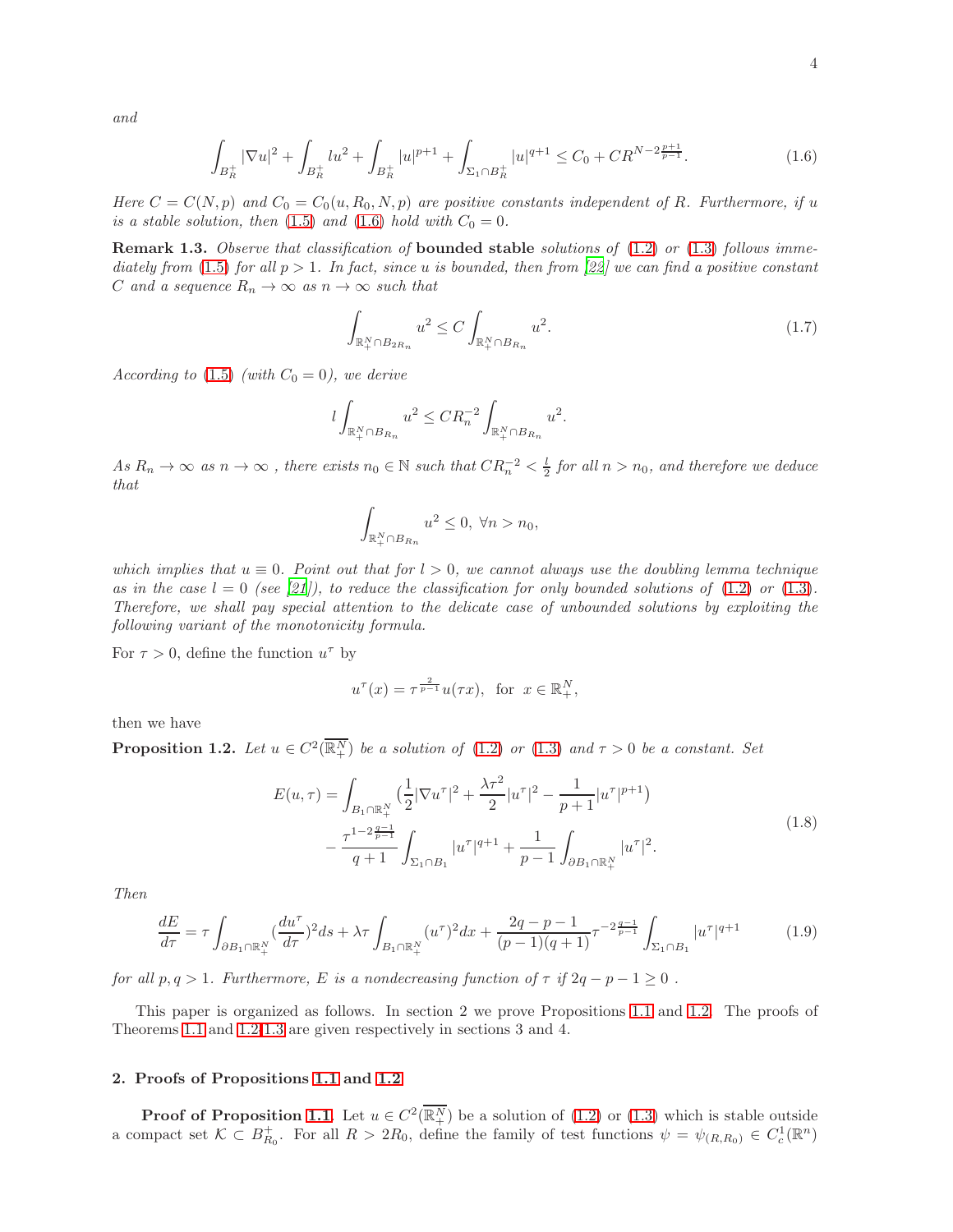*and*

$$\int_{B_R^+} |\nabla u|^2 + \int_{B_R^+} lu^2 + \int_{B_R^+} |u|^{p+1} + \int_{\Sigma_1 \cap B_R^+} |u|^{q+1} \leq C_0 + CR^{N-2\frac{p+1}{p-1}}. \tag{1.6}$$

*Here $C = C(N,p)$ and $C_0 = C_0(u, R_0, N, p)$ are positive constants independent of $R$. Furthermore, if $u$ is a stable solution, then (1.5) and (1.6) hold with $C_0 = 0$.*

**Remark 1.3.** *Observe that classification of* **bounded stable** *solutions of (1.2) or (1.3) follows immediately from (1.5) for all $p > 1$. In fact, since $u$ is bounded, then from [22] we can find a positive constant $C$ and a sequence $R_n \to \infty$ as $n \to \infty$ such that*

$$\int_{\mathbb{R}_+^N \cap B_{2R_n}} u^2 \leq C \int_{\mathbb{R}_+^N \cap B_{R_n}} u^2. \tag{1.7}$$

*According to (1.5) (with $C_0 = 0$), we derive*

$$l \int_{\mathbb{R}_+^N \cap B_{R_n}} u^2 \leq CR_n^{-2} \int_{\mathbb{R}_+^N \cap B_{R_n}} u^2.$$

*As $R_n \to \infty$ as $n \to \infty$ , there exists $n_0 \in \mathbb{N}$ such that $CR_n^{-2} < \frac{l}{2}$ for all $n > n_0$, and therefore we deduce that*

$$\int_{\mathbb{R}_+^N \cap B_{R_n}} u^2 \leq 0, \ \forall n > n_0,$$

*which implies that $u \equiv 0$. Point out that for $l > 0$, we cannot always use the doubling lemma technique as in the case $l = 0$ (see [21]), to reduce the classification for only bounded solutions of (1.2) or (1.3). Therefore, we shall pay special attention to the delicate case of unbounded solutions by exploiting the following variant of the monotonicity formula.*

For $\tau > 0$, define the function $u^\tau$ by

$$u^\tau(x) = \tau^{\frac{2}{p-1}} u(\tau x), \ \text{ for } \ x \in \mathbb{R}_+^N,$$

then we have

**Proposition 1.2.** *Let $u \in C^2(\overline{\mathbb{R}_+^N})$ be a solution of (1.2) or (1.3) and $\tau > 0$ be a constant. Set*

$$\begin{aligned} E(u,\tau) = &\int_{B_1 \cap \mathbb{R}_+^N} \big(\frac{1}{2}|\nabla u^\tau|^2 + \frac{\lambda \tau^2}{2}|u^\tau|^2 - \frac{1}{p+1}|u^\tau|^{p+1}\big) \\ &- \frac{\tau^{1-2\frac{q-1}{p-1}}}{q+1} \int_{\Sigma_1 \cap B_1} |u^\tau|^{q+1} + \frac{1}{p-1} \int_{\partial B_1 \cap \mathbb{R}_+^N} |u^\tau|^2. \end{aligned} \tag{1.8}$$

*Then*

$$\frac{dE}{d\tau} = \tau \int_{\partial B_1 \cap \mathbb{R}_+^N} (\frac{du^\tau}{d\tau})^2 ds + \lambda \tau \int_{B_1 \cap \mathbb{R}_+^N} (u^\tau)^2 dx + \frac{2q-p-1}{(p-1)(q+1)} \tau^{-2\frac{q-1}{p-1}} \int_{\Sigma_1 \cap B_1} |u^\tau|^{q+1} \tag{1.9}$$

*for all $p, q > 1$. Furthermore, $E$ is a nondecreasing function of $\tau$ if $2q - p - 1 \geq 0$ .*

This paper is organized as follows. In section 2 we prove Propositions 1.1 and 1.2. The proofs of Theorems 1.1 and 1.2,1.3 are given respectively in sections 3 and 4.

## 2. Proofs of Propositions 1.1 and 1.2

**Proof of Proposition 1.1.** Let $u \in C^2(\overline{\mathbb{R}_+^N})$ be a solution of (1.2) or (1.3) which is stable outside a compact set $\mathcal{K} \subset B_{R_0}^+$. For all $R > 2R_0$, define the family of test functions $\psi = \psi_{(R,R_0)} \in C_c^1(\mathbb{R}^n)$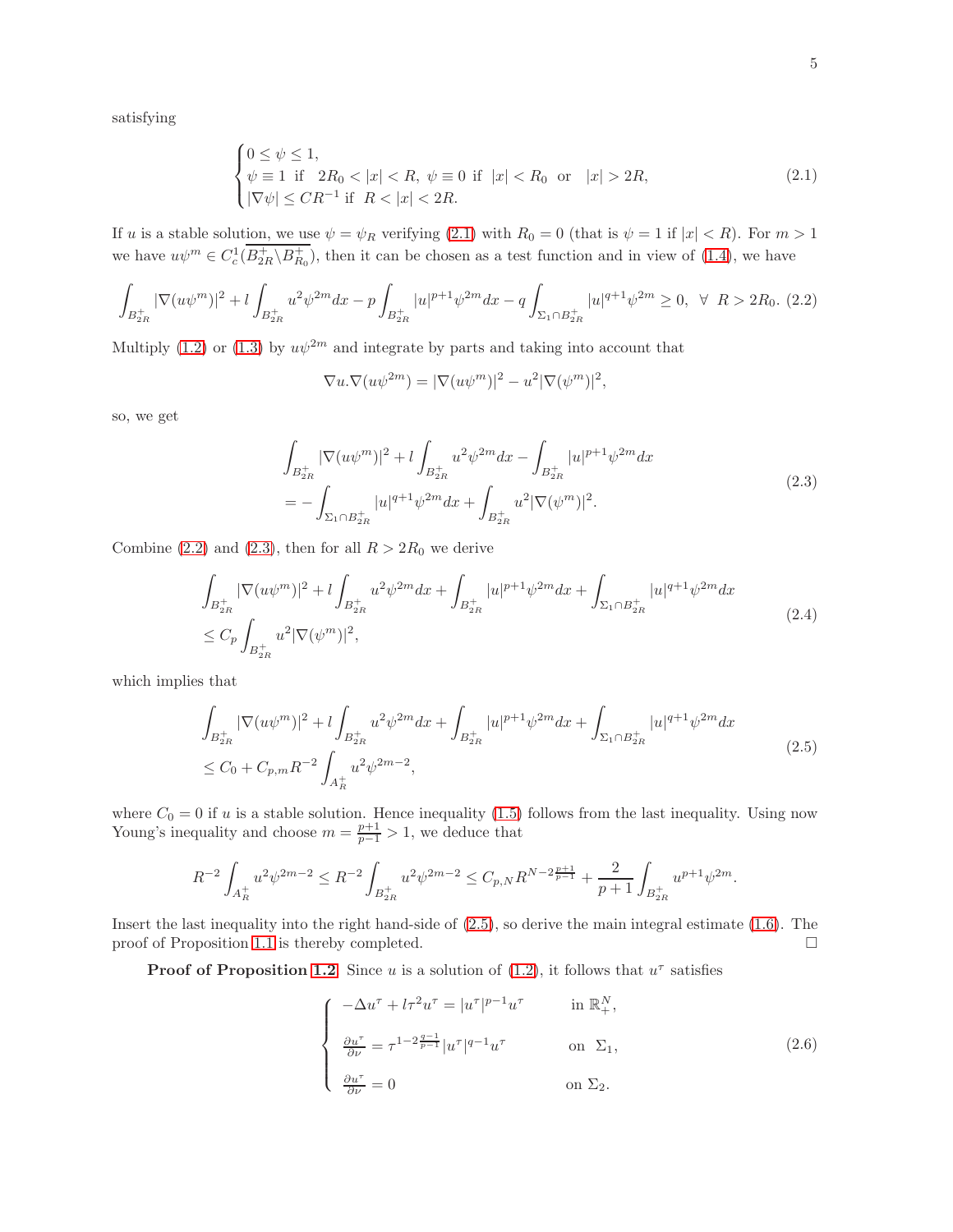satisfying

$$
\begin{cases}
0 \le \psi \le 1, \\
\psi \equiv 1 \text{ if } \;\; 2R_0 < |x| < R, \; \psi \equiv 0 \text{ if } \; |x| < R_0 \; \text{ or } \;\; |x| > 2R, \\
|\nabla \psi| \le CR^{-1} \text{ if } \; R < |x| < 2R.
\end{cases}
\tag{2.1}
$$

If $u$ is a stable solution, we use $\psi = \psi_R$ verifying (2.1) with $R_0 = 0$ (that is $\psi = 1$ if $|x| < R$). For $m > 1$ we have $u\psi^m \in C_c^1(\overline{B_{2R}^+ \backslash B_{R_0}^+})$, then it can be chosen as a test function and in view of (1.4), we have

$$
\int_{B_{2R}^+} |\nabla(u\psi^m)|^2 + l\int_{B_{2R}^+} u^2\psi^{2m}dx - p\int_{B_{2R}^+} |u|^{p+1}\psi^{2m}dx - q\int_{\Sigma_1 \cap B_{2R}^+} |u|^{q+1}\psi^{2m} \ge 0, \;\; \forall \;\; R > 2R_0. \tag{2.2}
$$

Multiply (1.2) or (1.3) by $u\psi^{2m}$ and integrate by parts and taking into account that

$$
\nabla u.\nabla(u\psi^{2m}) = |\nabla(u\psi^m)|^2 - u^2|\nabla(\psi^m)|^2,
$$

so, we get

$$
\begin{aligned}
&\int_{B_{2R}^+} |\nabla(u\psi^m)|^2 + l\int_{B_{2R}^+} u^2\psi^{2m}dx - \int_{B_{2R}^+} |u|^{p+1}\psi^{2m}dx \\
&= -\int_{\Sigma_1 \cap B_{2R}^+} |u|^{q+1}\psi^{2m}dx + \int_{B_{2R}^+} u^2|\nabla(\psi^m)|^2.
\end{aligned}
\tag{2.3}
$$

Combine (2.2) and (2.3), then for all $R > 2R_0$ we derive

$$
\begin{aligned}
&\int_{B_{2R}^+} |\nabla(u\psi^m)|^2 + l\int_{B_{2R}^+} u^2\psi^{2m}dx + \int_{B_{2R}^+} |u|^{p+1}\psi^{2m}dx + \int_{\Sigma_1 \cap B_{2R}^+} |u|^{q+1}\psi^{2m}dx \\
&\le C_p \int_{B_{2R}^+} u^2|\nabla(\psi^m)|^2,
\end{aligned}
\tag{2.4}
$$

which implies that

$$
\begin{aligned}
&\int_{B_{2R}^+} |\nabla(u\psi^m)|^2 + l\int_{B_{2R}^+} u^2\psi^{2m}dx + \int_{B_{2R}^+} |u|^{p+1}\psi^{2m}dx + \int_{\Sigma_1 \cap B_{2R}^+} |u|^{q+1}\psi^{2m}dx \\
&\le C_0 + C_{p,m}R^{-2}\int_{A_R^+} u^2\psi^{2m-2},
\end{aligned}
\tag{2.5}
$$

where $C_0 = 0$ if $u$ is a stable solution. Hence inequality (1.5) follows from the last inequality. Using now Young's inequality and choose $m = \frac{p+1}{p-1} > 1$, we deduce that

$$
R^{-2}\int_{A_R^+} u^2\psi^{2m-2} \le R^{-2}\int_{B_{2R}^+} u^2\psi^{2m-2} \le C_{p,N}R^{N-2\frac{p+1}{p-1}} + \frac{2}{p+1}\int_{B_{2R}^+} u^{p+1}\psi^{2m}.
$$

Insert the last inequality into the right hand-side of (2.5), so derive the main integral estimate (1.6). The proof of Proposition 1.1 is thereby completed. $\square$

**Proof of Proposition 1.2.** Since $u$ is a solution of (1.2), it follows that $u^\tau$ satisfies

$$
\begin{cases}
-\Delta u^\tau + l\tau^2 u^\tau = |u^\tau|^{p-1}u^\tau & \text{in } \mathbb{R}_+^N, \\[2mm]
\frac{\partial u^\tau}{\partial \nu} = \tau^{1-2\frac{q-1}{p-1}}|u^\tau|^{q-1}u^\tau & \text{on } \; \Sigma_1, \\[2mm]
\frac{\partial u^\tau}{\partial \nu} = 0 & \text{on } \Sigma_2.
\end{cases}
\tag{2.6}
$$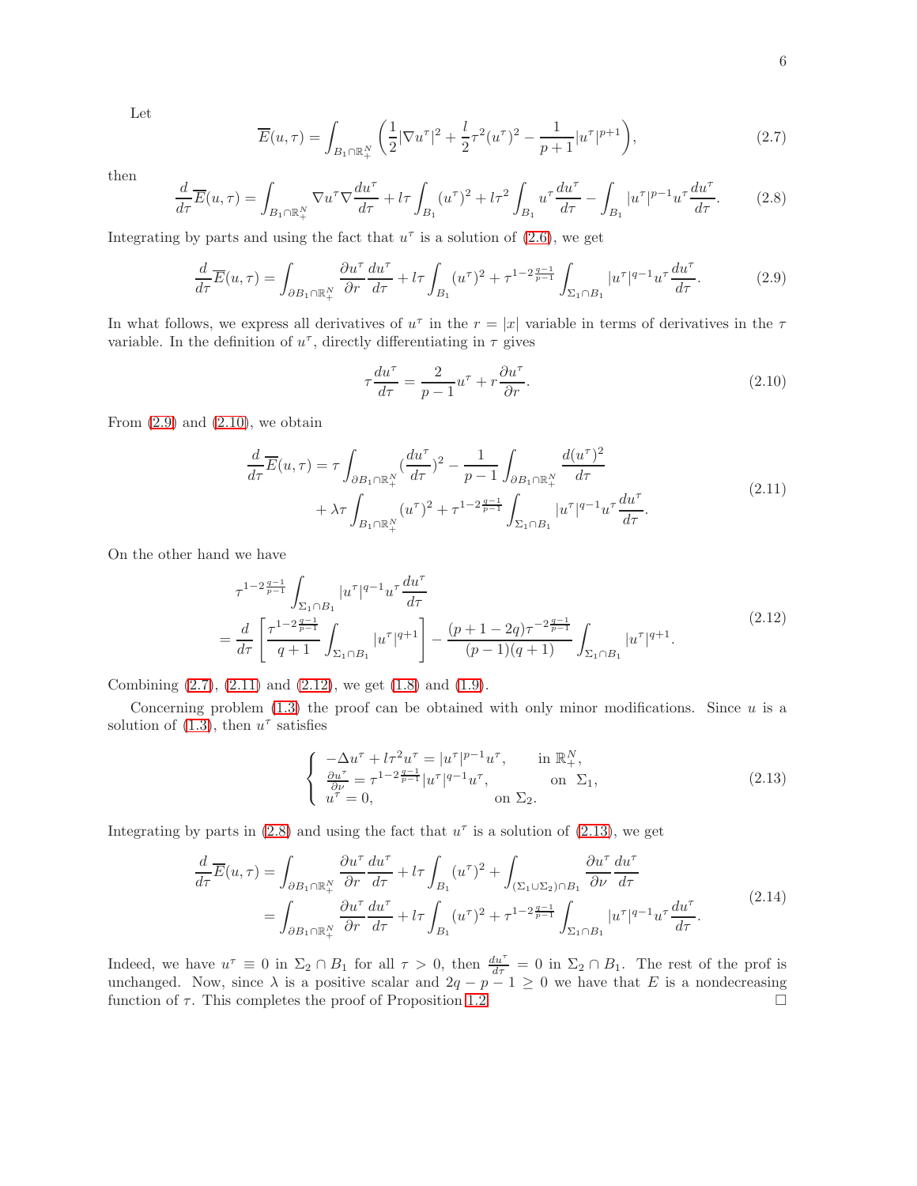Let

$$\overline{E}(u,\tau) = \int_{B_1\cap\mathbb{R}^N_+} \left(\frac{1}{2}|\nabla u^\tau|^2 + \frac{l}{2}\tau^2(u^\tau)^2 - \frac{1}{p+1}|u^\tau|^{p+1}\right), \tag{2.7}$$

then

$$\frac{d}{d\tau}\overline{E}(u,\tau) = \int_{B_1\cap\mathbb{R}^N_+} \nabla u^\tau \nabla \frac{du^\tau}{d\tau} + l\tau\int_{B_1}(u^\tau)^2 + l\tau^2\int_{B_1} u^\tau\frac{du^\tau}{d\tau} - \int_{B_1}|u^\tau|^{p-1}u^\tau\frac{du^\tau}{d\tau}. \tag{2.8}$$

Integrating by parts and using the fact that $u^\tau$ is a solution of (2.6), we get

$$\frac{d}{d\tau}\overline{E}(u,\tau) = \int_{\partial B_1\cap\mathbb{R}^N_+} \frac{\partial u^\tau}{\partial r}\frac{du^\tau}{d\tau} + l\tau\int_{B_1}(u^\tau)^2 + \tau^{1-2\frac{q-1}{p-1}}\int_{\Sigma_1\cap B_1}|u^\tau|^{q-1}u^\tau\frac{du^\tau}{d\tau}. \tag{2.9}$$

In what follows, we express all derivatives of $u^\tau$ in the $r=|x|$ variable in terms of derivatives in the $\tau$ variable. In the definition of $u^\tau$, directly differentiating in $\tau$ gives

$$\tau\frac{du^\tau}{d\tau} = \frac{2}{p-1}u^\tau + r\frac{\partial u^\tau}{\partial r}. \tag{2.10}$$

From (2.9) and (2.10), we obtain

$$\begin{aligned}\frac{d}{d\tau}\overline{E}(u,\tau) = \tau&\int_{\partial B_1\cap\mathbb{R}^N_+}\left(\frac{du^\tau}{d\tau}\right)^2 - \frac{1}{p-1}\int_{\partial B_1\cap\mathbb{R}^N_+}\frac{d(u^\tau)^2}{d\tau}\\ &+\lambda\tau\int_{B_1\cap\mathbb{R}^N_+}(u^\tau)^2 + \tau^{1-2\frac{q-1}{p-1}}\int_{\Sigma_1\cap B_1}|u^\tau|^{q-1}u^\tau\frac{du^\tau}{d\tau}.\end{aligned} \tag{2.11}$$

On the other hand we have

$$\begin{aligned}&\tau^{1-2\frac{q-1}{p-1}}\int_{\Sigma_1\cap B_1}|u^\tau|^{q-1}u^\tau\frac{du^\tau}{d\tau}\\ &=\frac{d}{d\tau}\left[\frac{\tau^{1-2\frac{q-1}{p-1}}}{q+1}\int_{\Sigma_1\cap B_1}|u^\tau|^{q+1}\right] - \frac{(p+1-2q)\tau^{-2\frac{q-1}{p-1}}}{(p-1)(q+1)}\int_{\Sigma_1\cap B_1}|u^\tau|^{q+1}.\end{aligned} \tag{2.12}$$

Combining (2.7), (2.11) and (2.12), we get (1.8) and (1.9).

Concerning problem (1.3) the proof can be obtained with only minor modifications. Since $u$ is a solution of (1.3), then $u^\tau$ satisfies

$$\begin{cases} -\Delta u^\tau + l\tau^2 u^\tau = |u^\tau|^{p-1}u^\tau, & \text{in } \mathbb{R}^N_+,\\ \frac{\partial u^\tau}{\partial\nu} = \tau^{1-2\frac{q-1}{p-1}}|u^\tau|^{q-1}u^\tau, & \text{on } \Sigma_1,\\ u^\tau = 0, & \text{on } \Sigma_2.\end{cases} \tag{2.13}$$

Integrating by parts in (2.8) and using the fact that $u^\tau$ is a solution of (2.13), we get

$$\begin{aligned}\frac{d}{d\tau}\overline{E}(u,\tau) &= \int_{\partial B_1\cap\mathbb{R}^N_+}\frac{\partial u^\tau}{\partial r}\frac{du^\tau}{d\tau} + l\tau\int_{B_1}(u^\tau)^2 + \int_{(\Sigma_1\cup\Sigma_2)\cap B_1}\frac{\partial u^\tau}{\partial\nu}\frac{du^\tau}{d\tau}\\ &= \int_{\partial B_1\cap\mathbb{R}^N_+}\frac{\partial u^\tau}{\partial r}\frac{du^\tau}{d\tau} + l\tau\int_{B_1}(u^\tau)^2 + \tau^{1-2\frac{q-1}{p-1}}\int_{\Sigma_1\cap B_1}|u^\tau|^{q-1}u^\tau\frac{du^\tau}{d\tau}.\end{aligned} \tag{2.14}$$

Indeed, we have $u^\tau \equiv 0$ in $\Sigma_2\cap B_1$ for all $\tau>0$, then $\frac{du^\tau}{d\tau}=0$ in $\Sigma_2\cap B_1$. The rest of the prof is unchanged. Now, since $\lambda$ is a positive scalar and $2q-p-1\geq 0$ we have that $E$ is a nondecreasing function of $\tau$. This completes the proof of Proposition 1.2. □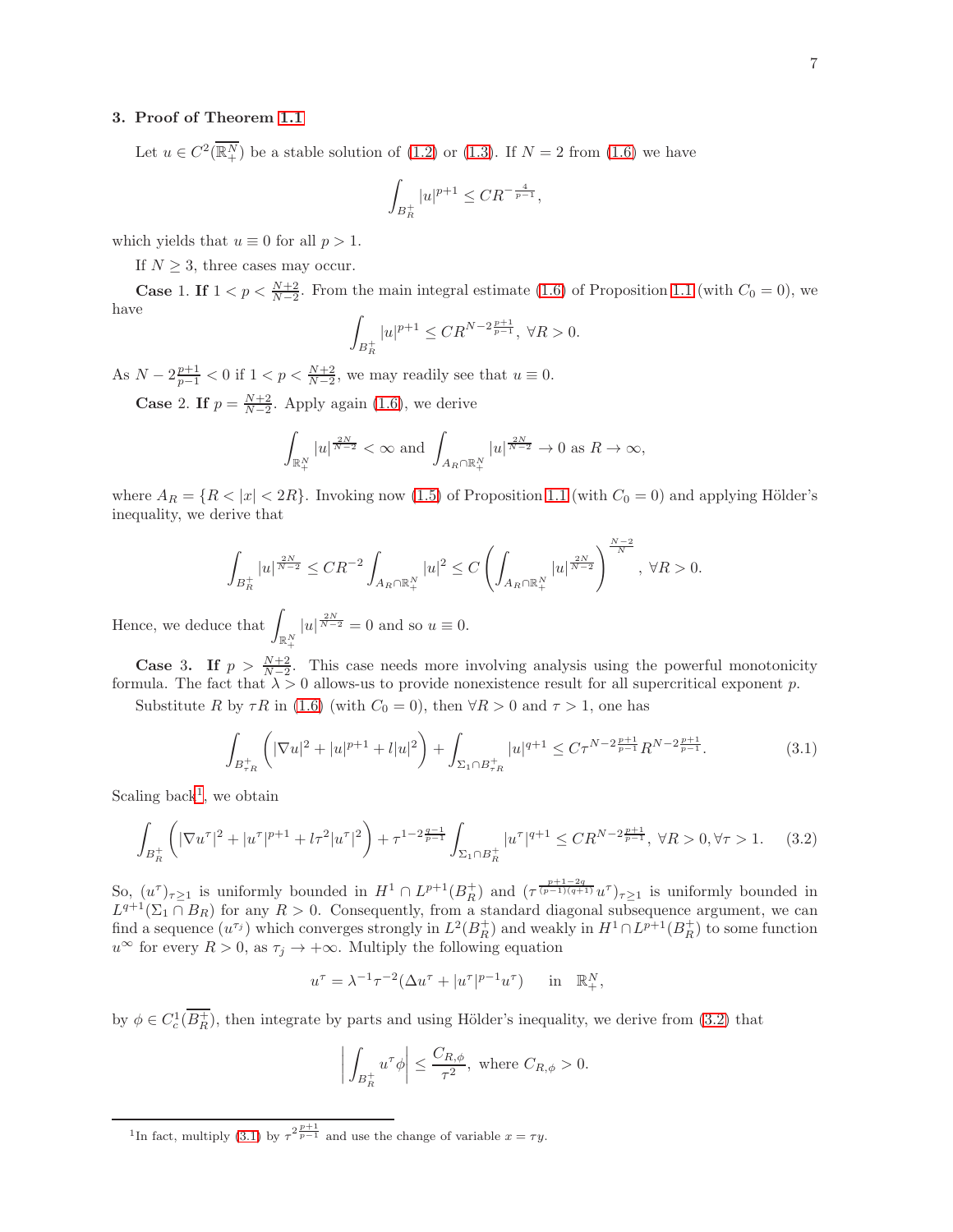## 3. Proof of Theorem 1.1

Let $u \in C^2(\overline{\mathbb{R}^N_+})$ be a stable solution of (1.2) or (1.3). If $N = 2$ from (1.6) we have

$$\int_{B_R^+} |u|^{p+1} \le CR^{-\frac{4}{p-1}},$$

which yields that $u \equiv 0$ for all $p > 1$.

If $N \ge 3$, three cases may occur.

**Case** 1. **If** $1 < p < \frac{N+2}{N-2}$. From the main integral estimate (1.6) of Proposition 1.1 (with $C_0 = 0$), we have

$$\int_{B_R^+} |u|^{p+1} \le CR^{N-2\frac{p+1}{p-1}}, \ \forall R > 0.$$

As $N - 2\frac{p+1}{p-1} < 0$ if $1 < p < \frac{N+2}{N-2}$, we may readily see that $u \equiv 0$.

**Case** 2. **If** $p = \frac{N+2}{N-2}$. Apply again (1.6), we derive

$$\int_{\mathbb{R}^N_+} |u|^{\frac{2N}{N-2}} < \infty \text{ and } \int_{A_R \cap \mathbb{R}^N_+} |u|^{\frac{2N}{N-2}} \to 0 \text{ as } R \to \infty,$$

where $A_R = \{R < |x| < 2R\}$. Invoking now (1.5) of Proposition 1.1 (with $C_0 = 0$) and applying Hölder's inequality, we derive that

$$\int_{B_R^+} |u|^{\frac{2N}{N-2}} \le CR^{-2} \int_{A_R \cap \mathbb{R}^N_+} |u|^2 \le C \left( \int_{A_R \cap \mathbb{R}^N_+} |u|^{\frac{2N}{N-2}} \right)^{\frac{N-2}{N}}, \ \forall R > 0.$$

Hence, we deduce that $\displaystyle\int_{\mathbb{R}^N_+} |u|^{\frac{2N}{N-2}} = 0$ and so $u \equiv 0$.

**Case 3. If** $p > \frac{N+2}{N-2}$. This case needs more involving analysis using the powerful monotonicity formula. The fact that $\lambda > 0$ allows-us to provide nonexistence result for all supercritical exponent $p$.

Substitute $R$ by $\tau R$ in (1.6) (with $C_0 = 0$), then $\forall R > 0$ and $\tau > 1$, one has

$$\int_{B_{\tau R}^+} \left( |\nabla u|^2 + |u|^{p+1} + l|u|^2 \right) + \int_{\Sigma_1 \cap B_{\tau R}^+} |u|^{q+1} \le C\tau^{N-2\frac{p+1}{p-1}} R^{N-2\frac{p+1}{p-1}}. \tag{3.1}$$

Scaling back[1], we obtain

$$\int_{B_R^+} \left( |\nabla u^\tau|^2 + |u^\tau|^{p+1} + l\tau^2 |u^\tau|^2 \right) + \tau^{1-2\frac{q-1}{p-1}} \int_{\Sigma_1 \cap B_R^+} |u^\tau|^{q+1} \le CR^{N-2\frac{p+1}{p-1}}, \ \forall R > 0, \forall \tau > 1. \tag{3.2}$$

So, $(u^\tau)_{\tau \ge 1}$ is uniformly bounded in $H^1 \cap L^{p+1}(B_R^+)$ and $(\tau^{\frac{p+1-2q}{(p-1)(q+1)}} u^\tau)_{\tau \ge 1}$ is uniformly bounded in $L^{q+1}(\Sigma_1 \cap B_R)$ for any $R > 0$. Consequently, from a standard diagonal subsequence argument, we can find a sequence $(u^{\tau_j})$ which converges strongly in $L^2(B_R^+)$ and weakly in $H^1 \cap L^{p+1}(B_R^+)$ to some function $u^\infty$ for every $R > 0$, as $\tau_j \to +\infty$. Multiply the following equation

$$u^\tau = \lambda^{-1} \tau^{-2} (\Delta u^\tau + |u^\tau|^{p-1} u^\tau) \quad \text{ in } \ \mathbb{R}^N_+,$$

by $\phi \in C_c^1(\overline{B_R^+})$, then integrate by parts and using Hölder's inequality, we derive from (3.2) that

$$\left| \int_{B_R^+} u^\tau \phi \right| \le \frac{C_{R,\phi}}{\tau^2}, \text{ where } C_{R,\phi} > 0.$$

[1] In fact, multiply (3.1) by $\tau^{2\frac{p+1}{p-1}}$ and use the change of variable $x = \tau y$.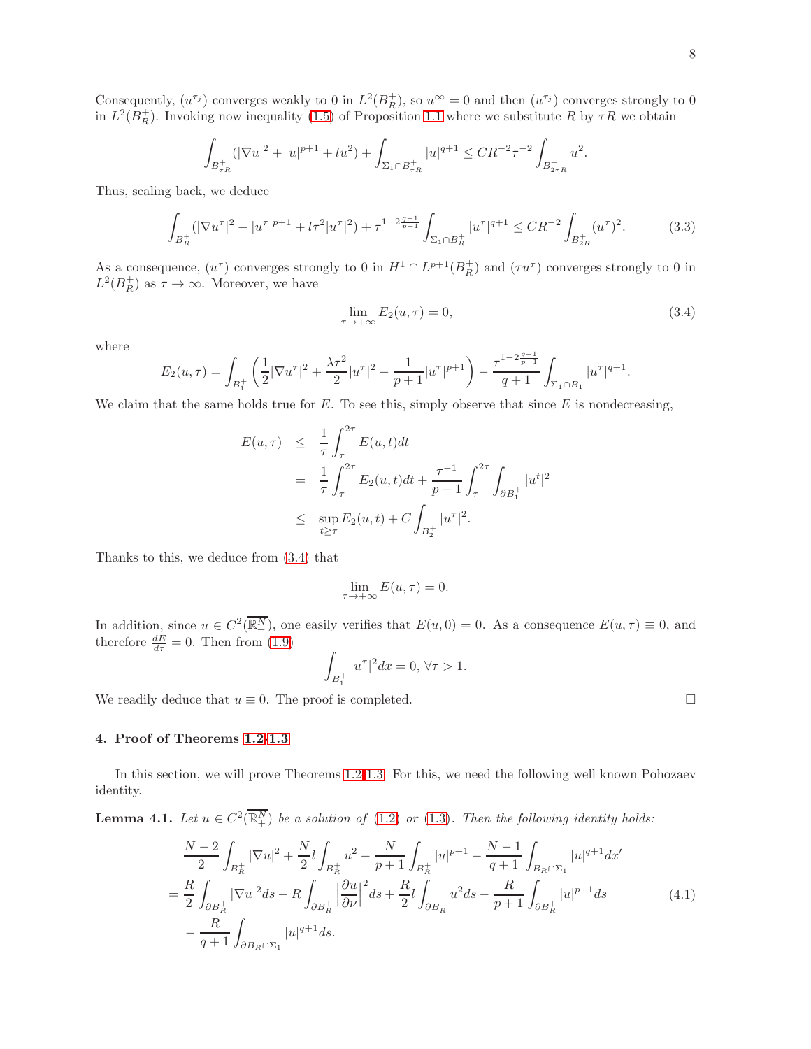Consequently, $(u^{\tau_j})$ converges weakly to 0 in $L^2(B_R^+)$, so $u^\infty = 0$ and then $(u^{\tau_j})$ converges strongly to 0 in $L^2(B_R^+)$. Invoking now inequality (1.5) of Proposition 1.1 where we substitute $R$ by $\tau R$ we obtain

$$\int_{B_{\tau R}^+} (|\nabla u|^2 + |u|^{p+1} + lu^2) + \int_{\Sigma_1 \cap B_{\tau R}^+} |u|^{q+1} \leq CR^{-2}\tau^{-2} \int_{B_{2\tau R}^+} u^2.$$

Thus, scaling back, we deduce

$$\int_{B_R^+} (|\nabla u^\tau|^2 + |u^\tau|^{p+1} + l\tau^2 |u^\tau|^2) + \tau^{1-2\frac{q-1}{p-1}} \int_{\Sigma_1 \cap B_R^+} |u^\tau|^{q+1} \leq CR^{-2} \int_{B_{2R}^+} (u^\tau)^2. \tag{3.3}$$

As a consequence, $(u^\tau)$ converges strongly to 0 in $H^1 \cap L^{p+1}(B_R^+)$ and $(\tau u^\tau)$ converges strongly to 0 in $L^2(B_R^+)$ as $\tau \to \infty$. Moreover, we have

$$\lim_{\tau \to +\infty} E_2(u, \tau) = 0, \tag{3.4}$$

where

$$E_2(u,\tau) = \int_{B_1^+} \left( \frac{1}{2}|\nabla u^\tau|^2 + \frac{\lambda \tau^2}{2}|u^\tau|^2 - \frac{1}{p+1}|u^\tau|^{p+1} \right) - \frac{\tau^{1-2\frac{q-1}{p-1}}}{q+1} \int_{\Sigma_1 \cap B_1} |u^\tau|^{q+1}.$$

We claim that the same holds true for $E$. To see this, simply observe that since $E$ is nondecreasing,

$$\begin{aligned}
E(u,\tau) &\leq \frac{1}{\tau}\int_\tau^{2\tau} E(u,t)dt \\
&= \frac{1}{\tau}\int_\tau^{2\tau} E_2(u,t)dt + \frac{\tau^{-1}}{p-1}\int_\tau^{2\tau}\int_{\partial B_1^+} |u^t|^2 \\
&\leq \sup_{t \geq \tau} E_2(u,t) + C\int_{B_2^+} |u^\tau|^2.
\end{aligned}$$

Thanks to this, we deduce from (3.4) that

$$\lim_{\tau \to +\infty} E(u,\tau) = 0.$$

In addition, since $u \in C^2(\overline{\mathbb{R}_+^N})$, one easily verifies that $E(u,0) = 0$. As a consequence $E(u,\tau) \equiv 0$, and therefore $\frac{dE}{d\tau} = 0$. Then from (1.9)

$$\int_{B_1^+} |u^\tau|^2 dx = 0, \; \forall \tau > 1.$$

We readily deduce that $u \equiv 0$. The proof is completed. $\square$

## 4. Proof of Theorems 1.2-1.3

In this section, we will prove Theorems 1.2-1.3. For this, we need the following well known Pohozaev identity.

**Lemma 4.1.** *Let $u \in C^2(\overline{\mathbb{R}_+^N})$ be a solution of (1.2) or (1.3). Then the following identity holds:*

$$\begin{aligned}
&\frac{N-2}{2}\int_{B_R^+} |\nabla u|^2 + \frac{N}{2}l\int_{B_R^+} u^2 - \frac{N}{p+1}\int_{B_R^+} |u|^{p+1} - \frac{N-1}{q+1}\int_{B_R \cap \Sigma_1} |u|^{q+1} dx' \\
=\; &\frac{R}{2}\int_{\partial B_R^+} |\nabla u|^2 ds - R\int_{\partial B_R^+} \left|\frac{\partial u}{\partial \nu}\right|^2 ds + \frac{R}{2}l\int_{\partial B_R^+} u^2 ds - \frac{R}{p+1}\int_{\partial B_R^+} |u|^{p+1} ds \\
&- \frac{R}{q+1}\int_{\partial B_R \cap \Sigma_1} |u|^{q+1} ds.
\end{aligned} \tag{4.1}$$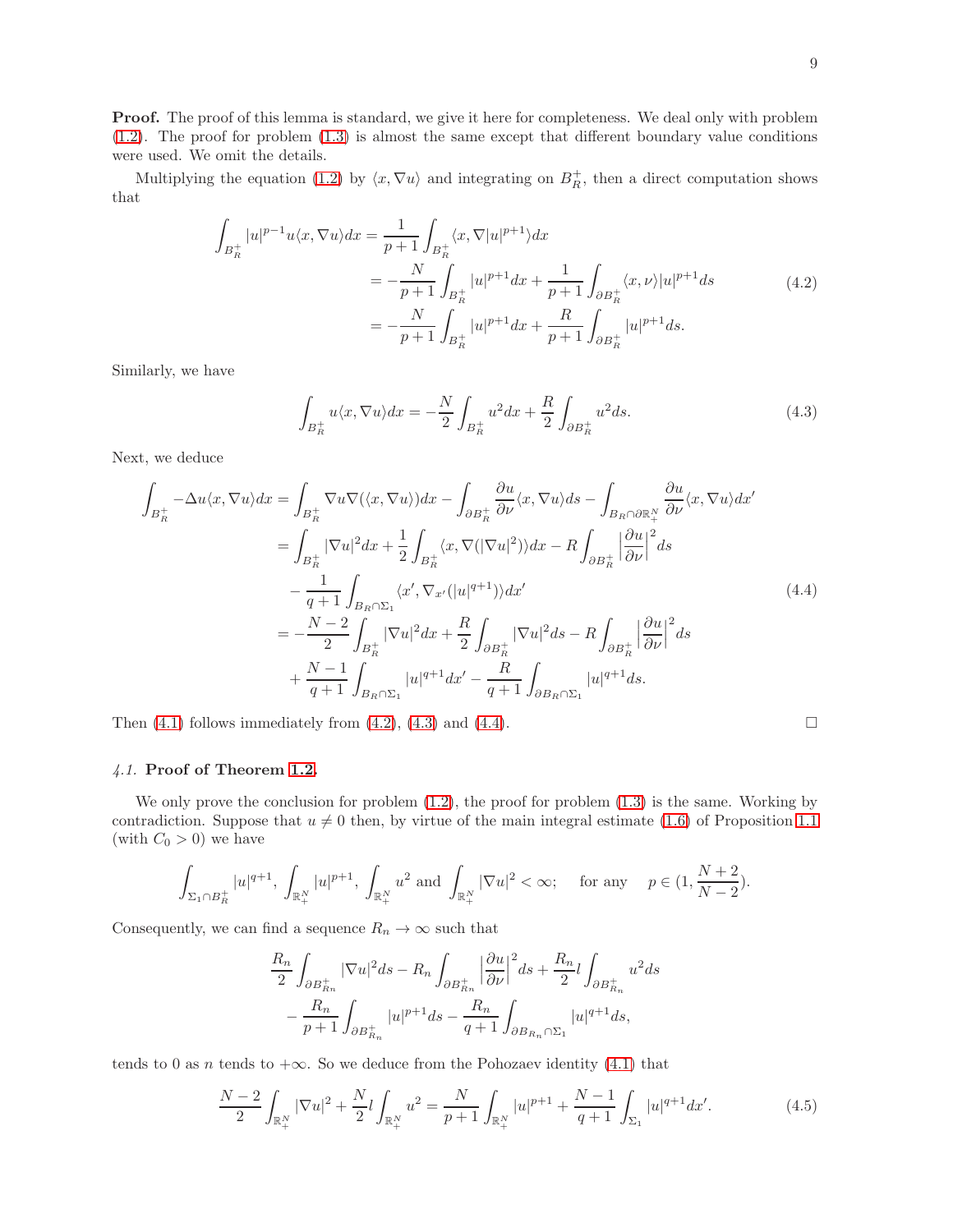**Proof.** The proof of this lemma is standard, we give it here for completeness. We deal only with problem (1.2). The proof for problem (1.3) is almost the same except that different boundary value conditions were used. We omit the details.

Multiplying the equation (1.2) by $\langle x, \nabla u\rangle$ and integrating on $B_R^+$, then a direct computation shows that

$$
\begin{aligned}
\int_{B_R^+} |u|^{p-1}u\langle x, \nabla u\rangle dx &= \frac{1}{p+1}\int_{B_R^+}\langle x, \nabla |u|^{p+1}\rangle dx \\
&= -\frac{N}{p+1}\int_{B_R^+}|u|^{p+1}dx + \frac{1}{p+1}\int_{\partial B_R^+}\langle x, \nu\rangle |u|^{p+1}ds \\
&= -\frac{N}{p+1}\int_{B_R^+}|u|^{p+1}dx + \frac{R}{p+1}\int_{\partial B_R^+}|u|^{p+1}ds.
\end{aligned}
\tag{4.2}
$$

Similarly, we have

$$
\int_{B_R^+} u\langle x, \nabla u\rangle dx = -\frac{N}{2}\int_{B_R^+}u^2dx + \frac{R}{2}\int_{\partial B_R^+}u^2ds. \tag{4.3}
$$

Next, we deduce

$$
\begin{aligned}
\int_{B_R^+} -\Delta u\langle x, \nabla u\rangle dx &= \int_{B_R^+}\nabla u\nabla(\langle x, \nabla u\rangle)dx - \int_{\partial B_R^+}\frac{\partial u}{\partial \nu}\langle x, \nabla u\rangle ds - \int_{B_R\cap \partial\mathbb{R}^N_+}\frac{\partial u}{\partial \nu}\langle x, \nabla u\rangle dx' \\
&= \int_{B_R^+}|\nabla u|^2dx + \frac{1}{2}\int_{B_R^+}\langle x, \nabla(|\nabla u|^2)\rangle dx - R\int_{\partial B_R^+}\Big|\frac{\partial u}{\partial \nu}\Big|^2ds \\
&\quad - \frac{1}{q+1}\int_{B_R\cap\Sigma_1}\langle x', \nabla_{x'}(|u|^{q+1})\rangle dx' \\
&= -\frac{N-2}{2}\int_{B_R^+}|\nabla u|^2dx + \frac{R}{2}\int_{\partial B_R^+}|\nabla u|^2ds - R\int_{\partial B_R^+}\Big|\frac{\partial u}{\partial \nu}\Big|^2ds \\
&\quad + \frac{N-1}{q+1}\int_{B_R\cap\Sigma_1}|u|^{q+1}dx' - \frac{R}{q+1}\int_{\partial B_R\cap\Sigma_1}|u|^{q+1}ds.
\end{aligned}
\tag{4.4}
$$

Then (4.1) follows immediately from (4.2), (4.3) and (4.4). $\square$

### 4.1. **Proof of Theorem 1.2.**

We only prove the conclusion for problem (1.2), the proof for problem (1.3) is the same. Working by contradiction. Suppose that $u \neq 0$ then, by virtue of the main integral estimate (1.6) of Proposition 1.1 (with $C_0 > 0$) we have

$$
\int_{\Sigma_1\cap B_R^+}|u|^{q+1},\ \int_{\mathbb{R}^N_+}|u|^{p+1},\ \int_{\mathbb{R}^N_+}u^2 \text{ and } \int_{\mathbb{R}^N_+}|\nabla u|^2 < \infty; \quad \text{ for any } \quad p \in (1, \frac{N+2}{N-2}).
$$

Consequently, we can find a sequence $R_n \to \infty$ such that

$$
\begin{aligned}
&\frac{R_n}{2}\int_{\partial B_{R_n}^+}|\nabla u|^2ds - R_n\int_{\partial B_{R_n}^+}\Big|\frac{\partial u}{\partial \nu}\Big|^2ds + \frac{R_n}{2}l\int_{\partial B_{R_n}^+}u^2ds \\
&\quad - \frac{R_n}{p+1}\int_{\partial B_{R_n}^+}|u|^{p+1}ds - \frac{R_n}{q+1}\int_{\partial B_{R_n}\cap\Sigma_1}|u|^{q+1}ds,
\end{aligned}
$$

tends to 0 as $n$ tends to $+\infty$. So we deduce from the Pohozaev identity (4.1) that

$$
\frac{N-2}{2}\int_{\mathbb{R}^N_+}|\nabla u|^2 + \frac{N}{2}l\int_{\mathbb{R}^N_+}u^2 = \frac{N}{p+1}\int_{\mathbb{R}^N_+}|u|^{p+1} + \frac{N-1}{q+1}\int_{\Sigma_1}|u|^{q+1}dx'. \tag{4.5}
$$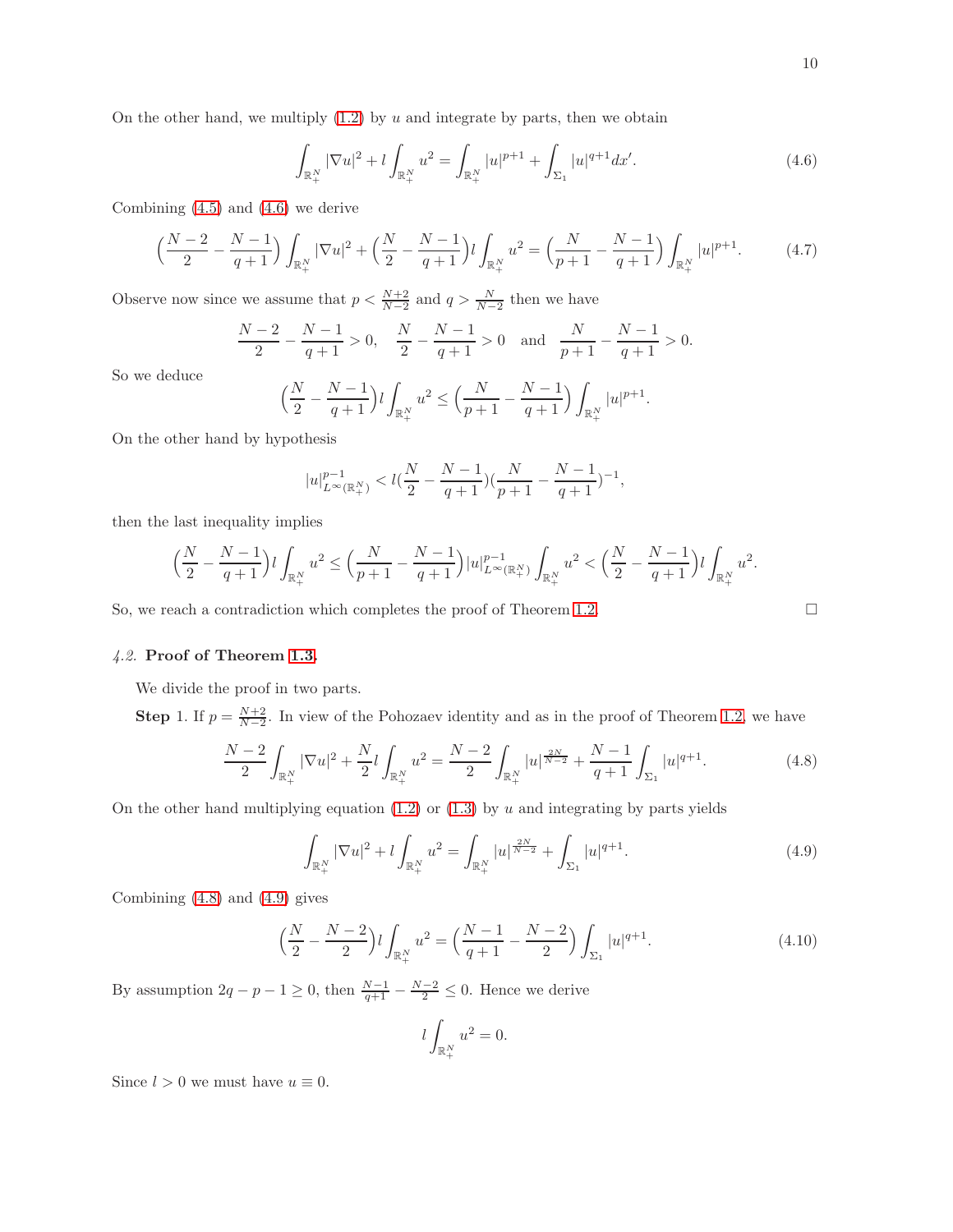On the other hand, we multiply (1.2) by $u$ and integrate by parts, then we obtain

$$\int_{\mathbb{R}^N_+} |\nabla u|^2 + l\int_{\mathbb{R}^N_+} u^2 = \int_{\mathbb{R}^N_+} |u|^{p+1} + \int_{\Sigma_1} |u|^{q+1} dx'. \tag{4.6}$$

Combining (4.5) and (4.6) we derive

$$\Big(\frac{N-2}{2} - \frac{N-1}{q+1}\Big)\int_{\mathbb{R}^N_+} |\nabla u|^2 + \Big(\frac{N}{2} - \frac{N-1}{q+1}\Big) l\int_{\mathbb{R}^N_+} u^2 = \Big(\frac{N}{p+1} - \frac{N-1}{q+1}\Big)\int_{\mathbb{R}^N_+} |u|^{p+1}. \tag{4.7}$$

Observe now since we assume that $p < \frac{N+2}{N-2}$ and $q > \frac{N}{N-2}$ then we have

$$\frac{N-2}{2} - \frac{N-1}{q+1} > 0, \quad \frac{N}{2} - \frac{N-1}{q+1} > 0 \quad \text{and} \quad \frac{N}{p+1} - \frac{N-1}{q+1} > 0.$$

So we deduce

$$\Big(\frac{N}{2} - \frac{N-1}{q+1}\Big) l\int_{\mathbb{R}^N_+} u^2 \le \Big(\frac{N}{p+1} - \frac{N-1}{q+1}\Big)\int_{\mathbb{R}^N_+} |u|^{p+1}.$$

On the other hand by hypothesis

$$|u|^{p-1}_{L^\infty(\mathbb{R}^N_+)} < l(\frac{N}{2} - \frac{N-1}{q+1})(\frac{N}{p+1} - \frac{N-1}{q+1})^{-1},$$

then the last inequality implies

$$\Big(\frac{N}{2} - \frac{N-1}{q+1}\Big) l\int_{\mathbb{R}^N_+} u^2 \le \Big(\frac{N}{p+1} - \frac{N-1}{q+1}\Big)|u|^{p-1}_{L^\infty(\mathbb{R}^N_+)}\int_{\mathbb{R}^N_+} u^2 < \Big(\frac{N}{2} - \frac{N-1}{q+1}\Big) l\int_{\mathbb{R}^N_+} u^2.$$

So, we reach a contradiction which completes the proof of Theorem 1.2. □

*4.2.* **Proof of Theorem 1.3.**

We divide the proof in two parts.

**Step** 1. If $p = \frac{N+2}{N-2}$. In view of the Pohozaev identity and as in the proof of Theorem 1.2, we have

$$\frac{N-2}{2}\int_{\mathbb{R}^N_+} |\nabla u|^2 + \frac{N}{2} l\int_{\mathbb{R}^N_+} u^2 = \frac{N-2}{2}\int_{\mathbb{R}^N_+} |u|^{\frac{2N}{N-2}} + \frac{N-1}{q+1}\int_{\Sigma_1} |u|^{q+1}. \tag{4.8}$$

On the other hand multiplying equation (1.2) or (1.3) by $u$ and integrating by parts yields

$$\int_{\mathbb{R}^N_+} |\nabla u|^2 + l\int_{\mathbb{R}^N_+} u^2 = \int_{\mathbb{R}^N_+} |u|^{\frac{2N}{N-2}} + \int_{\Sigma_1} |u|^{q+1}. \tag{4.9}$$

Combining (4.8) and (4.9) gives

$$\Big(\frac{N}{2} - \frac{N-2}{2}\Big) l\int_{\mathbb{R}^N_+} u^2 = \Big(\frac{N-1}{q+1} - \frac{N-2}{2}\Big)\int_{\Sigma_1} |u|^{q+1}. \tag{4.10}$$

By assumption $2q - p - 1 \ge 0$, then $\frac{N-1}{q+1} - \frac{N-2}{2} \le 0$. Hence we derive

$$l\int_{\mathbb{R}^N_+} u^2 = 0.$$

Since $l > 0$ we must have $u \equiv 0$.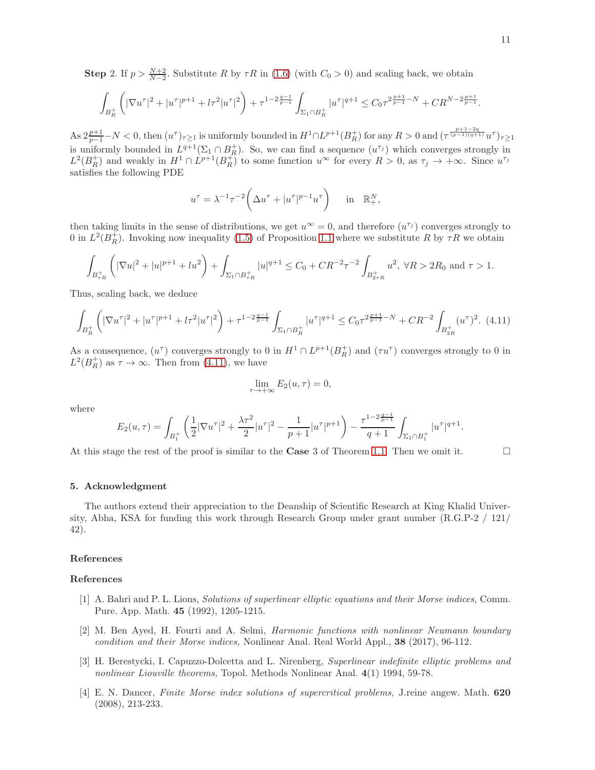**Step** 2. If $p > \frac{N+2}{N-2}$. Substitute $R$ by $\tau R$ in (1.6) (with $C_0 > 0$) and scaling back, we obtain

$$\int_{B_R^+}\left(|\nabla u^\tau|^2 + |u^\tau|^{p+1} + l\tau^2|u^\tau|^2\right) + \tau^{1-2\frac{q-1}{p-1}}\int_{\Sigma_1\cap B_R^+}|u^\tau|^{q+1} \le C_0\tau^{2\frac{p+1}{p-1}-N} + CR^{N-2\frac{p+1}{p-1}}.$$

As $2\frac{p+1}{p-1}-N < 0$, then $(u^\tau)_{\tau\ge 1}$ is uniformly bounded in $H^1\cap L^{p+1}(B_R^+)$ for any $R > 0$ and $(\tau^{\frac{p+1-2q}{(p-1)(q+1)}}u^\tau)_{\tau\ge 1}$ is uniformly bounded in $L^{q+1}(\Sigma_1\cap B_R^+)$. So, we can find a sequence $(u^{\tau_j})$ which converges strongly in $L^2(B_R^+)$ and weakly in $H^1\cap L^{p+1}(B_R^+)$ to some function $u^\infty$ for every $R > 0$, as $\tau_j \to +\infty$. Since $u^{\tau_j}$ satisfies the following PDE

$$u^\tau = \lambda^{-1}\tau^{-2}\Big(\Delta u^\tau + |u^\tau|^{p-1}u^\tau\Big) \quad \text{ in } \mathbb{R}^N_+,$$

then taking limits in the sense of distributions, we get $u^\infty = 0$, and therefore $(u^{\tau_j})$ converges strongly to 0 in $L^2(B_R^+)$. Invoking now inequality (1.5) of Proposition 1.1 where we substitute $R$ by $\tau R$ we obtain

$$\int_{B_{\tau R}^+}\left(|\nabla u|^2 + |u|^{p+1} + lu^2\right) + \int_{\Sigma_1\cap B_{\tau R}^+}|u|^{q+1} \le C_0 + CR^{-2}\tau^{-2}\int_{B_{2\tau R}^+}u^2,\ \forall R > 2R_0 \text{ and } \tau > 1.$$

Thus, scaling back, we deduce

$$\int_{B_R^+}\left(|\nabla u^\tau|^2 + |u^\tau|^{p+1} + l\tau^2|u^\tau|^2\right) + \tau^{1-2\frac{q-1}{p-1}}\int_{\Sigma_1\cap B_R^+}|u^\tau|^{q+1} \le C_0\tau^{2\frac{p+1}{p-1}-N} + CR^{-2}\int_{B_{2R}^+}(u^\tau)^2. \quad (4.11)$$

As a consequence, $(u^\tau)$ converges strongly to 0 in $H^1\cap L^{p+1}(B_R^+)$ and $(\tau u^\tau)$ converges strongly to 0 in $L^2(B_R^+)$ as $\tau\to\infty$. Then from (4.11), we have

$$\lim_{\tau\to+\infty}E_2(u,\tau) = 0,$$

where

$$E_2(u,\tau) = \int_{B_1^+}\left(\frac{1}{2}|\nabla u^\tau|^2 + \frac{\lambda\tau^2}{2}|u^\tau|^2 - \frac{1}{p+1}|u^\tau|^{p+1}\right) - \frac{\tau^{1-2\frac{q-1}{p-1}}}{q+1}\int_{\Sigma_1\cap B_1^+}|u^\tau|^{q+1}.$$

At this stage the rest of the proof is similar to the **Case** 3 of Theorem 1.1. Then we omit it. □

## 5. Acknowledgment

The authors extend their appreciation to the Deanship of Scientific Research at King Khalid University, Abha, KSA for funding this work through Research Group under grant number (R.G.P-2 / 121/ 42).

## References

## References

[1] A. Bahri and P. L. Lions, *Solutions of superlinear elliptic equations and their Morse indices,* Comm. Pure. App. Math. **45** (1992), 1205-1215.

[2] M. Ben Ayed, H. Fourti and A. Selmi, *Harmonic functions with nonlinear Neumann boundary condition and their Morse indices,* Nonlinear Anal. Real World Appl., **38** (2017), 96-112.

[3] H. Berestycki, I. Capuzzo-Dolcetta and L. Nirenberg, *Superlinear indefinite elliptic problems and nonlinear Liouville theorems,* Topol. Methods Nonlinear Anal. **4**(1) 1994, 59-78.

[4] E. N. Dancer, *Finite Morse index solutions of supercritical problems,* J.reine angew. Math. **620** (2008), 213-233.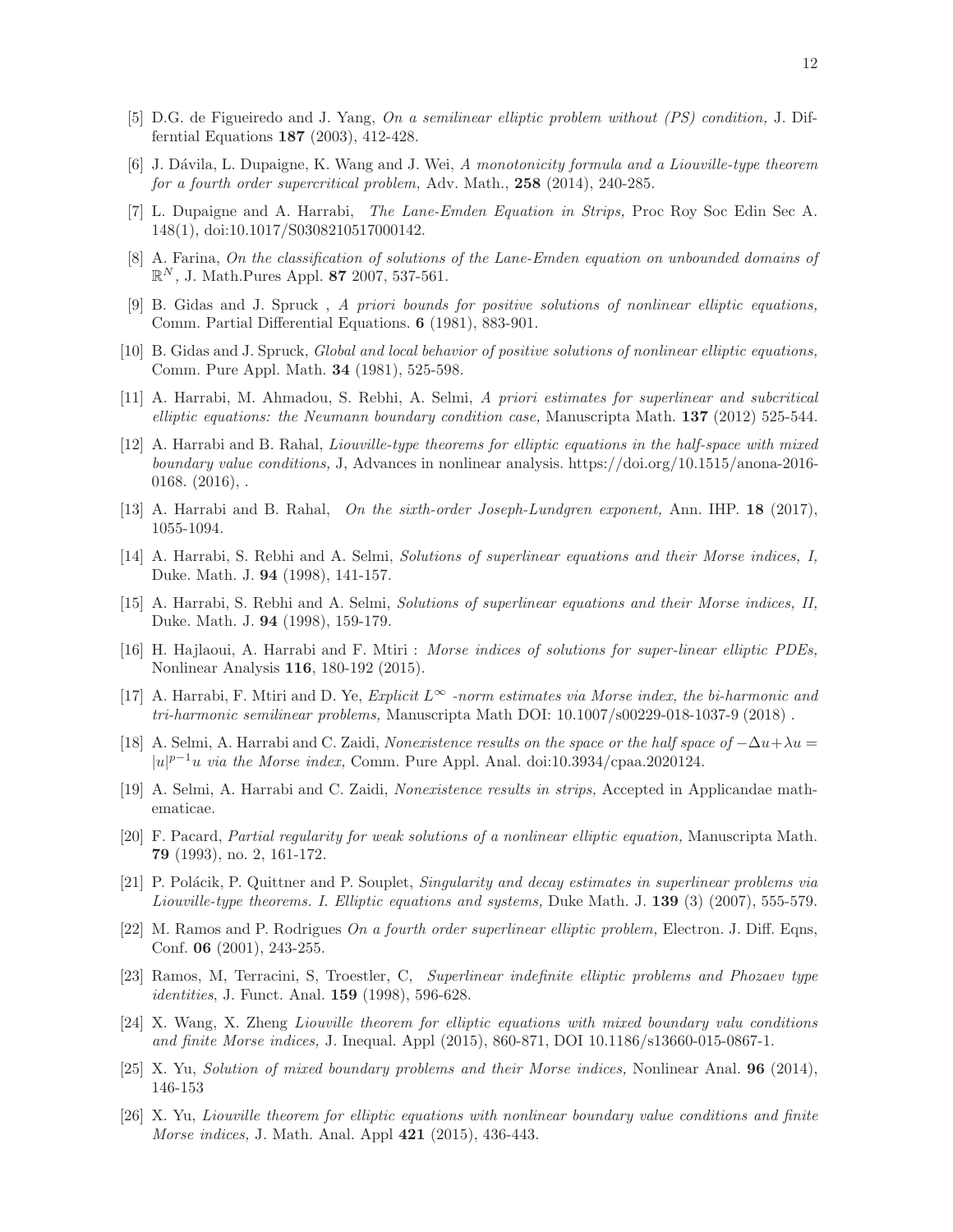[5] D.G. de Figueiredo and J. Yang, *On a semilinear elliptic problem without (PS) condition,* J. Differntial Equations **187** (2003), 412-428.

[6] J. Dávila, L. Dupaigne, K. Wang and J. Wei, *A monotonicity formula and a Liouville-type theorem for a fourth order supercritical problem,* Adv. Math., **258** (2014), 240-285.

[7] L. Dupaigne and A. Harrabi, *The Lane-Emden Equation in Strips,* Proc Roy Soc Edin Sec A. 148(1), doi:10.1017/S0308210517000142.

[8] A. Farina, *On the classification of solutions of the Lane-Emden equation on unbounded domains of* $\mathbb{R}^N$*,* J. Math.Pures Appl. **87** 2007, 537-561.

[9] B. Gidas and J. Spruck , *A priori bounds for positive solutions of nonlinear elliptic equations,* Comm. Partial Differential Equations. **6** (1981), 883-901.

[10] B. Gidas and J. Spruck, *Global and local behavior of positive solutions of nonlinear elliptic equations,* Comm. Pure Appl. Math. **34** (1981), 525-598.

[11] A. Harrabi, M. Ahmadou, S. Rebhi, A. Selmi, *A priori estimates for superlinear and subcritical elliptic equations: the Neumann boundary condition case,* Manuscripta Math. **137** (2012) 525-544.

[12] A. Harrabi and B. Rahal, *Liouville-type theorems for elliptic equations in the half-space with mixed boundary value conditions,* J, Advances in nonlinear analysis. https://doi.org/10.1515/anona-2016-0168. (2016), .

[13] A. Harrabi and B. Rahal, *On the sixth-order Joseph-Lundgren exponent,* Ann. IHP. **18** (2017), 1055-1094.

[14] A. Harrabi, S. Rebhi and A. Selmi, *Solutions of superlinear equations and their Morse indices, I,* Duke. Math. J. **94** (1998), 141-157.

[15] A. Harrabi, S. Rebhi and A. Selmi, *Solutions of superlinear equations and their Morse indices, II,* Duke. Math. J. **94** (1998), 159-179.

[16] H. Hajlaoui, A. Harrabi and F. Mtiri : *Morse indices of solutions for super-linear elliptic PDEs,* Nonlinear Analysis **116**, 180-192 (2015).

[17] A. Harrabi, F. Mtiri and D. Ye, *Explicit* $L^\infty$ *-norm estimates via Morse index, the bi-harmonic and tri-harmonic semilinear problems,* Manuscripta Math DOI: 10.1007/s00229-018-1037-9 (2018) .

[18] A. Selmi, A. Harrabi and C. Zaidi, *Nonexistence results on the space or the half space of* $-\Delta u+\lambda u = |u|^{p-1}u$ *via the Morse index,* Comm. Pure Appl. Anal. doi:10.3934/cpaa.2020124.

[19] A. Selmi, A. Harrabi and C. Zaidi, *Nonexistence results in strips,* Accepted in Applicandae mathematicae.

[20] F. Pacard, *Partial regularity for weak solutions of a nonlinear elliptic equation,* Manuscripta Math. **79** (1993), no. 2, 161-172.

[21] P. Polácik, P. Quittner and P. Souplet, *Singularity and decay estimates in superlinear problems via Liouville-type theorems. I. Elliptic equations and systems,* Duke Math. J. **139** (3) (2007), 555-579.

[22] M. Ramos and P. Rodrigues *On a fourth order superlinear elliptic problem,* Electron. J. Diff. Eqns, Conf. **06** (2001), 243-255.

[23] Ramos, M, Terracini, S, Troestler, C, *Superlinear indefinite elliptic problems and Phozaev type identities*, J. Funct. Anal. **159** (1998), 596-628.

[24] X. Wang, X. Zheng *Liouville theorem for elliptic equations with mixed boundary valu conditions and finite Morse indices,* J. Inequal. Appl (2015), 860-871, DOI 10.1186/s13660-015-0867-1.

[25] X. Yu, *Solution of mixed boundary problems and their Morse indices,* Nonlinear Anal. **96** (2014), 146-153

[26] X. Yu, *Liouville theorem for elliptic equations with nonlinear boundary value conditions and finite Morse indices,* J. Math. Anal. Appl **421** (2015), 436-443.